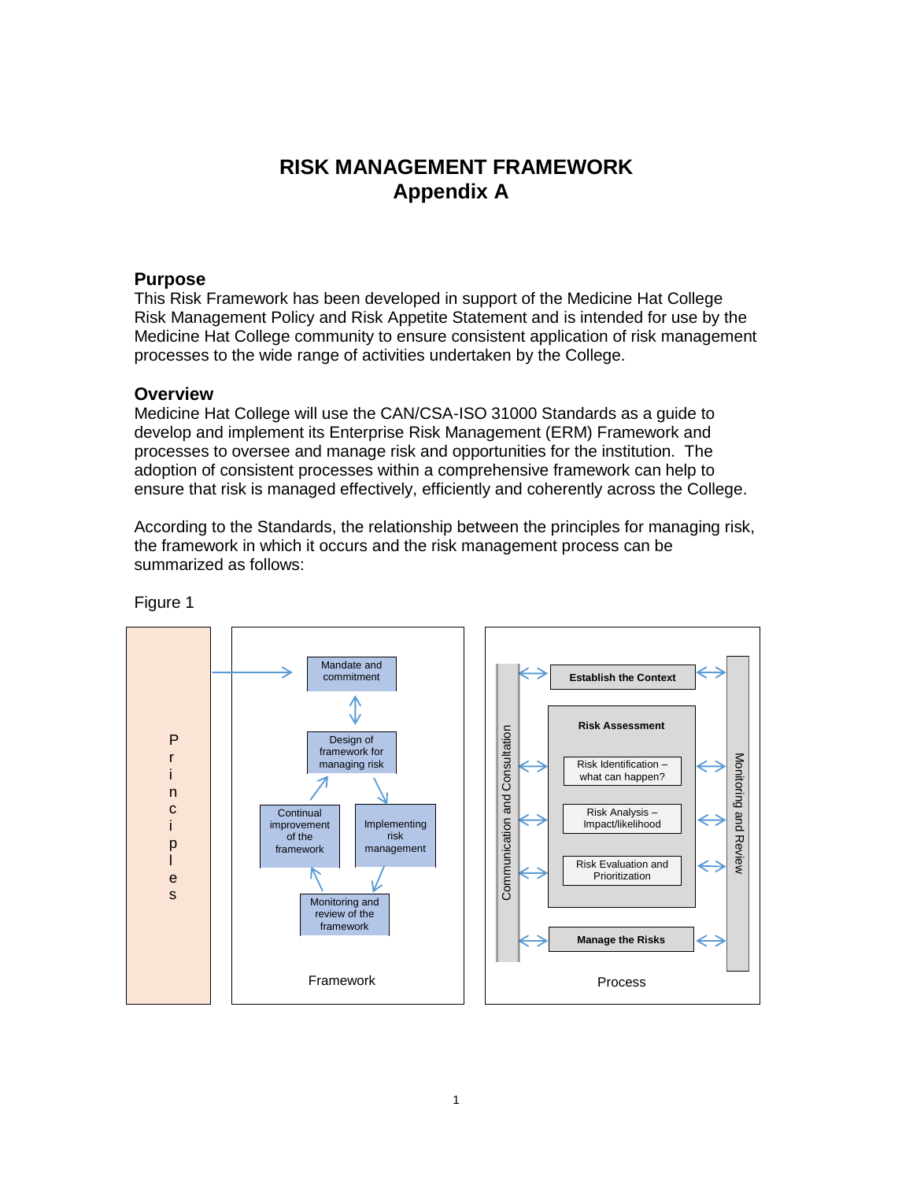# RISK MANAGEMENT FRAMEWORK
## Appendix A

### Purpose

This Risk Framework has been developed in support of the Medicine Hat College Risk Management Policy and Risk Appetite Statement and is intended for use by the Medicine Hat College community to ensure consistent application of risk management processes to the wide range of activities undertaken by the College.

### Overview

Medicine Hat College will use the CAN/CSA-ISO 31000 Standards as a guide to develop and implement its Enterprise Risk Management (ERM) Framework and processes to oversee and manage risk and opportunities for the institution. The adoption of consistent processes within a comprehensive framework can help to ensure that risk is managed effectively, efficiently and coherently across the College.

According to the Standards, the relationship between the principles for managing risk, the framework in which it occurs and the risk management process can be summarized as follows:

Figure 1

Principles

Framework:
- Mandate and commitment
- Design of framework for managing risk
- Implementing risk management
- Monitoring and review of the framework
- Continual improvement of the framework

Process:
- Communication and Consultation
- Establish the Context
- Risk Assessment
  - Risk Identification – what can happen?
  - Risk Analysis – Impact/likelihood
  - Risk Evaluation and Prioritization
- Manage the Risks
- Monitoring and Review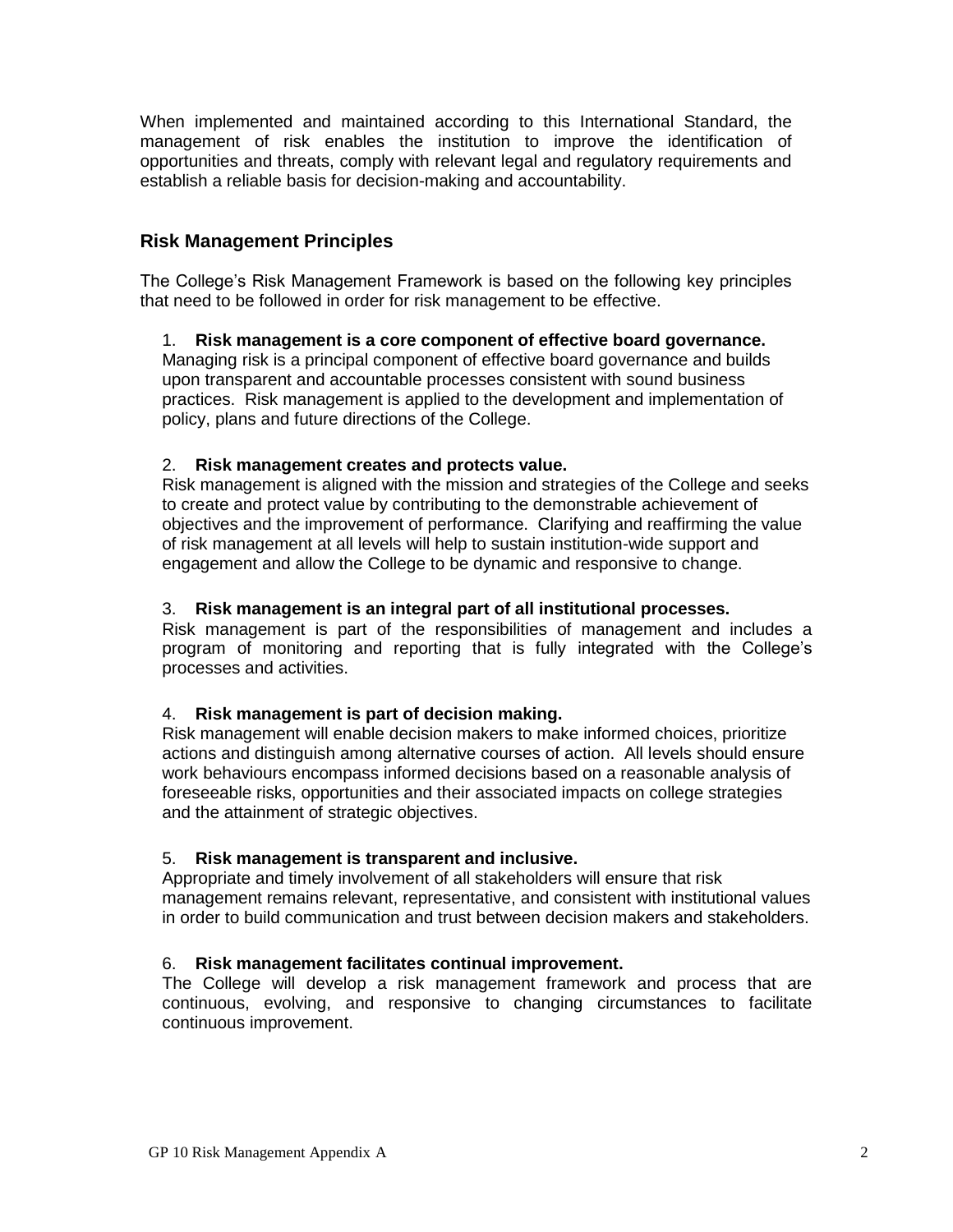When implemented and maintained according to this International Standard, the management of risk enables the institution to improve the identification of opportunities and threats, comply with relevant legal and regulatory requirements and establish a reliable basis for decision-making and accountability.

## Risk Management Principles

The College's Risk Management Framework is based on the following key principles that need to be followed in order for risk management to be effective.

1. **Risk management is a core component of effective board governance.**
Managing risk is a principal component of effective board governance and builds upon transparent and accountable processes consistent with sound business practices. Risk management is applied to the development and implementation of policy, plans and future directions of the College.

2. **Risk management creates and protects value.**
Risk management is aligned with the mission and strategies of the College and seeks to create and protect value by contributing to the demonstrable achievement of objectives and the improvement of performance. Clarifying and reaffirming the value of risk management at all levels will help to sustain institution-wide support and engagement and allow the College to be dynamic and responsive to change.

3. **Risk management is an integral part of all institutional processes.**
Risk management is part of the responsibilities of management and includes a program of monitoring and reporting that is fully integrated with the College's processes and activities.

4. **Risk management is part of decision making.**
Risk management will enable decision makers to make informed choices, prioritize actions and distinguish among alternative courses of action. All levels should ensure work behaviours encompass informed decisions based on a reasonable analysis of foreseeable risks, opportunities and their associated impacts on college strategies and the attainment of strategic objectives.

5. **Risk management is transparent and inclusive.**
Appropriate and timely involvement of all stakeholders will ensure that risk management remains relevant, representative, and consistent with institutional values in order to build communication and trust between decision makers and stakeholders.

6. **Risk management facilitates continual improvement.**
The College will develop a risk management framework and process that are continuous, evolving, and responsive to changing circumstances to facilitate continuous improvement.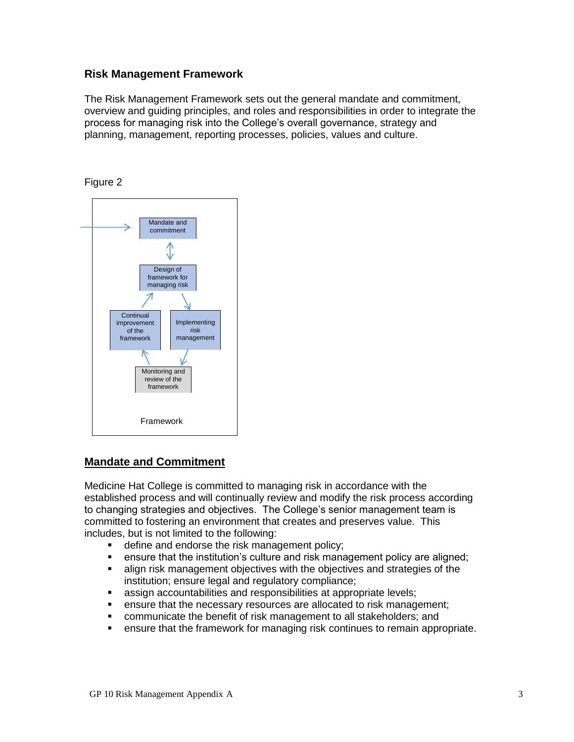## Risk Management Framework

The Risk Management Framework sets out the general mandate and commitment, overview and guiding principles, and roles and responsibilities in order to integrate the process for managing risk into the College's overall governance, strategy and planning, management, reporting processes, policies, values and culture.

Figure 2

Mandate and commitment

Design of framework for managing risk

Continual improvement of the framework

Implementing risk management

Monitoring and review of the framework

Framework

## <u>Mandate and Commitment</u>

Medicine Hat College is committed to managing risk in accordance with the established process and will continually review and modify the risk process according to changing strategies and objectives. The College's senior management team is committed to fostering an environment that creates and preserves value. This includes, but is not limited to the following:

- define and endorse the risk management policy;
- ensure that the institution's culture and risk management policy are aligned;
- align risk management objectives with the objectives and strategies of the institution; ensure legal and regulatory compliance;
- assign accountabilities and responsibilities at appropriate levels;
- ensure that the necessary resources are allocated to risk management;
- communicate the benefit of risk management to all stakeholders; and
- ensure that the framework for managing risk continues to remain appropriate.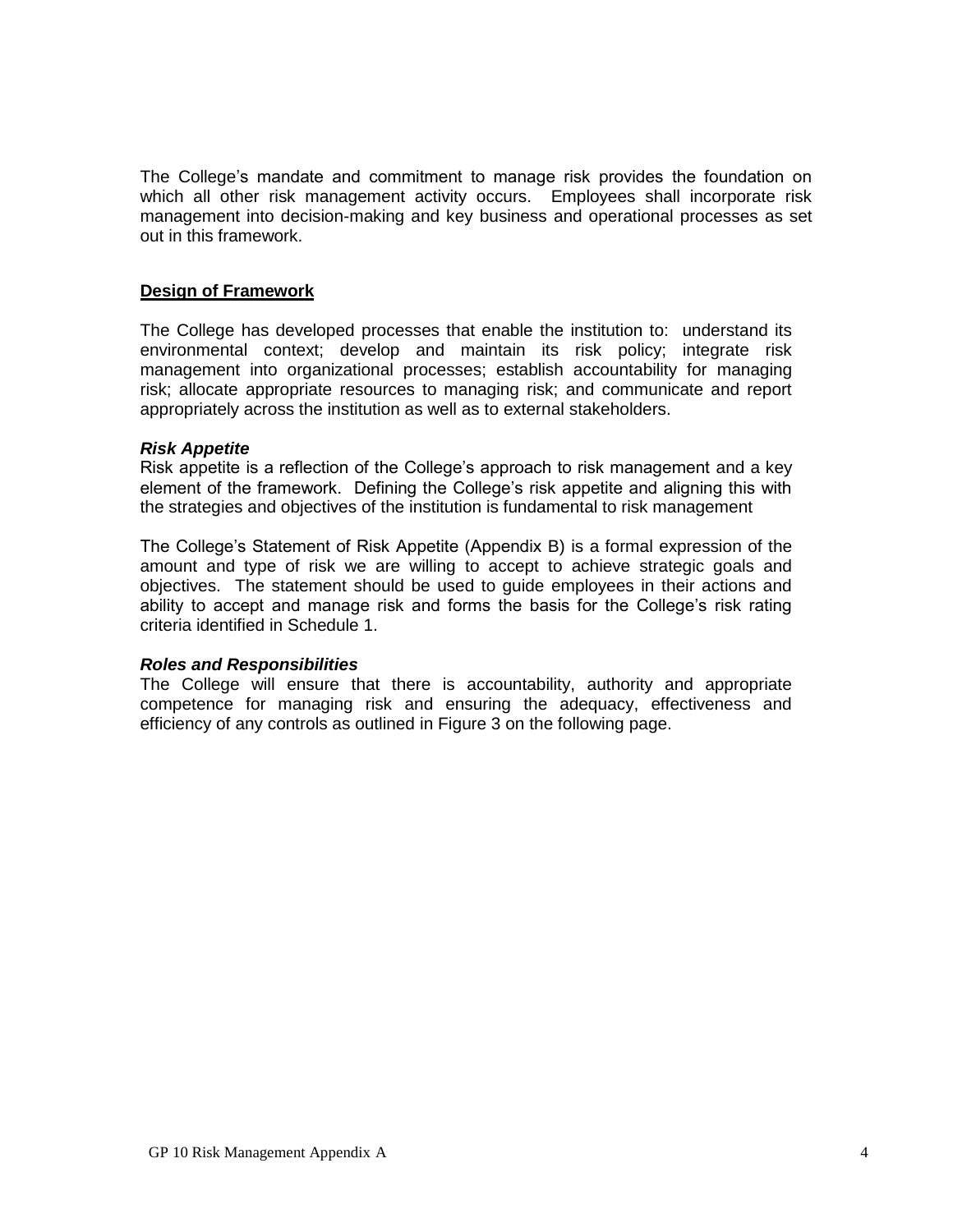The College's mandate and commitment to manage risk provides the foundation on which all other risk management activity occurs. Employees shall incorporate risk management into decision-making and key business and operational processes as set out in this framework.

## Design of Framework

The College has developed processes that enable the institution to: understand its environmental context; develop and maintain its risk policy; integrate risk management into organizational processes; establish accountability for managing risk; allocate appropriate resources to managing risk; and communicate and report appropriately across the institution as well as to external stakeholders.

### *Risk Appetite*

Risk appetite is a reflection of the College's approach to risk management and a key element of the framework. Defining the College's risk appetite and aligning this with the strategies and objectives of the institution is fundamental to risk management

The College's Statement of Risk Appetite (Appendix B) is a formal expression of the amount and type of risk we are willing to accept to achieve strategic goals and objectives. The statement should be used to guide employees in their actions and ability to accept and manage risk and forms the basis for the College's risk rating criteria identified in Schedule 1.

### *Roles and Responsibilities*

The College will ensure that there is accountability, authority and appropriate competence for managing risk and ensuring the adequacy, effectiveness and efficiency of any controls as outlined in Figure 3 on the following page.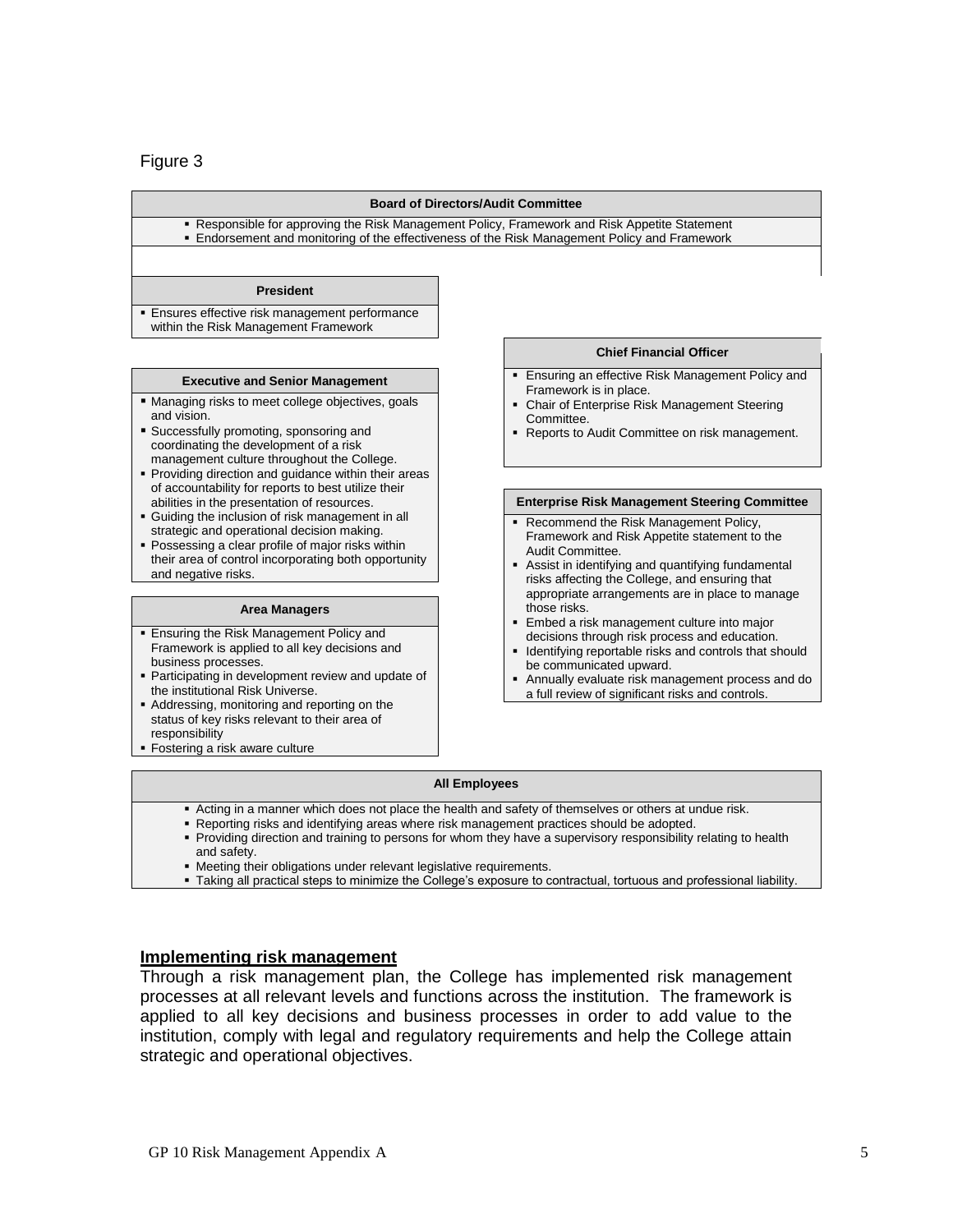Figure 3

**Board of Directors/Audit Committee**

- Responsible for approving the Risk Management Policy, Framework and Risk Appetite Statement
- Endorsement and monitoring of the effectiveness of the Risk Management Policy and Framework

**President**

- Ensures effective risk management performance within the Risk Management Framework

**Executive and Senior Management**

- Managing risks to meet college objectives, goals and vision.
- Successfully promoting, sponsoring and coordinating the development of a risk management culture throughout the College.
- Providing direction and guidance within their areas of accountability for reports to best utilize their abilities in the presentation of resources.
- Guiding the inclusion of risk management in all strategic and operational decision making.
- Possessing a clear profile of major risks within their area of control incorporating both opportunity and negative risks.

**Area Managers**

- Ensuring the Risk Management Policy and Framework is applied to all key decisions and business processes.
- Participating in development review and update of the institutional Risk Universe.
- Addressing, monitoring and reporting on the status of key risks relevant to their area of responsibility
- Fostering a risk aware culture

**Chief Financial Officer**

- Ensuring an effective Risk Management Policy and Framework is in place.
- Chair of Enterprise Risk Management Steering Committee.
- Reports to Audit Committee on risk management.

**Enterprise Risk Management Steering Committee**

- Recommend the Risk Management Policy, Framework and Risk Appetite statement to the Audit Committee.
- Assist in identifying and quantifying fundamental risks affecting the College, and ensuring that appropriate arrangements are in place to manage those risks.
- Embed a risk management culture into major decisions through risk process and education.
- Identifying reportable risks and controls that should be communicated upward.
- Annually evaluate risk management process and do a full review of significant risks and controls.

**All Employees**

- Acting in a manner which does not place the health and safety of themselves or others at undue risk.
- Reporting risks and identifying areas where risk management practices should be adopted.
- Providing direction and training to persons for whom they have a supervisory responsibility relating to health and safety.
- Meeting their obligations under relevant legislative requirements.
- Taking all practical steps to minimize the College's exposure to contractual, tortuous and professional liability.

## Implementing risk management

Through a risk management plan, the College has implemented risk management processes at all relevant levels and functions across the institution. The framework is applied to all key decisions and business processes in order to add value to the institution, comply with legal and regulatory requirements and help the College attain strategic and operational objectives.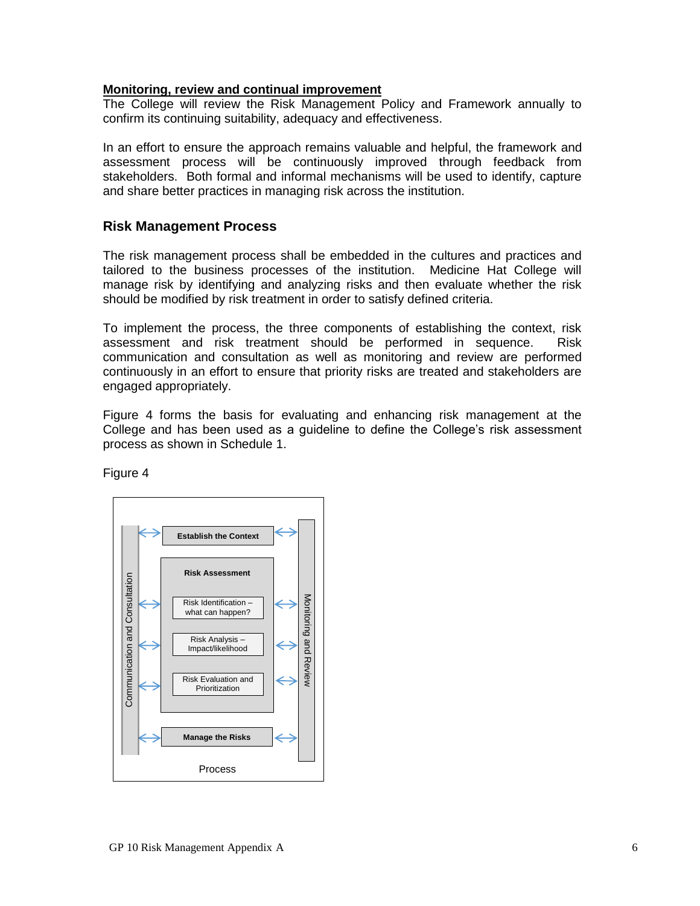**Monitoring, review and continual improvement**

The College will review the Risk Management Policy and Framework annually to confirm its continuing suitability, adequacy and effectiveness.

In an effort to ensure the approach remains valuable and helpful, the framework and assessment process will be continuously improved through feedback from stakeholders. Both formal and informal mechanisms will be used to identify, capture and share better practices in managing risk across the institution.

## Risk Management Process

The risk management process shall be embedded in the cultures and practices and tailored to the business processes of the institution. Medicine Hat College will manage risk by identifying and analyzing risks and then evaluate whether the risk should be modified by risk treatment in order to satisfy defined criteria.

To implement the process, the three components of establishing the context, risk assessment and risk treatment should be performed in sequence. Risk communication and consultation as well as monitoring and review are performed continuously in an effort to ensure that priority risks are treated and stakeholders are engaged appropriately.

Figure 4 forms the basis for evaluating and enhancing risk management at the College and has been used as a guideline to define the College's risk assessment process as shown in Schedule 1.

Figure 4

Communication and Consultation

**Establish the Context**

**Risk Assessment**

Risk Identification – what can happen?

Risk Analysis – Impact/likelihood

Risk Evaluation and Prioritization

**Manage the Risks**

Monitoring and Review

Process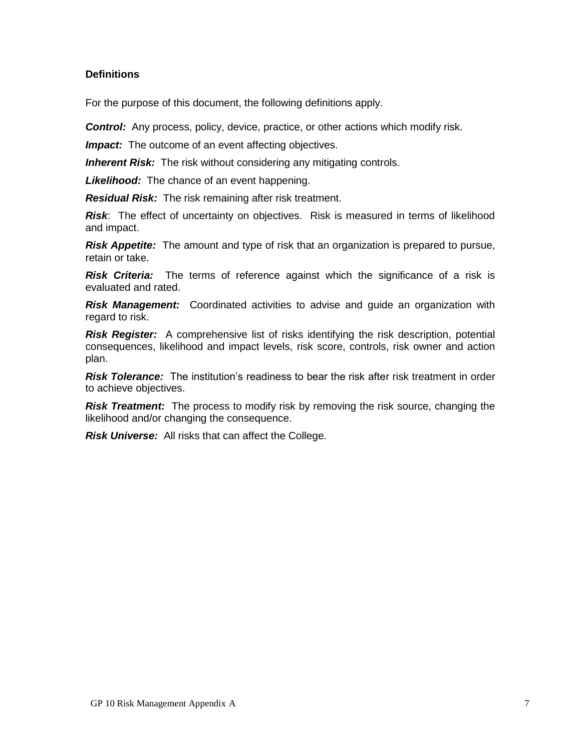## Definitions

For the purpose of this document, the following definitions apply.

***Control:*** Any process, policy, device, practice, or other actions which modify risk.

***Impact:*** The outcome of an event affecting objectives.

***Inherent Risk:*** The risk without considering any mitigating controls.

***Likelihood:*** The chance of an event happening.

***Residual Risk:*** The risk remaining after risk treatment.

***Risk***: The effect of uncertainty on objectives. Risk is measured in terms of likelihood and impact.

***Risk Appetite:*** The amount and type of risk that an organization is prepared to pursue, retain or take.

***Risk Criteria:*** The terms of reference against which the significance of a risk is evaluated and rated.

***Risk Management:*** Coordinated activities to advise and guide an organization with regard to risk.

***Risk Register:*** A comprehensive list of risks identifying the risk description, potential consequences, likelihood and impact levels, risk score, controls, risk owner and action plan.

***Risk Tolerance:*** The institution's readiness to bear the risk after risk treatment in order to achieve objectives.

***Risk Treatment:*** The process to modify risk by removing the risk source, changing the likelihood and/or changing the consequence.

***Risk Universe:*** All risks that can affect the College.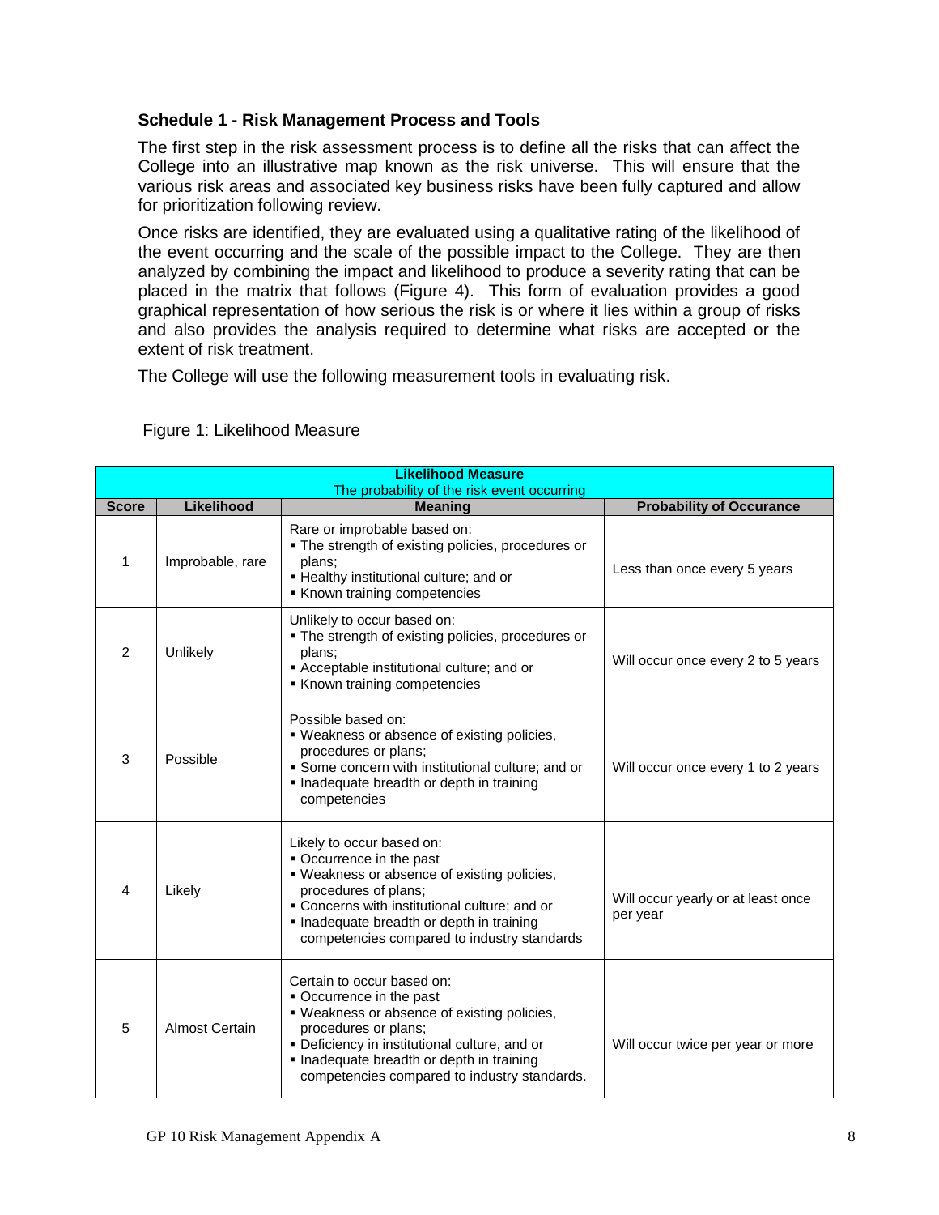**Schedule 1 - Risk Management Process and Tools**

The first step in the risk assessment process is to define all the risks that can affect the College into an illustrative map known as the risk universe. This will ensure that the various risk areas and associated key business risks have been fully captured and allow for prioritization following review.

Once risks are identified, they are evaluated using a qualitative rating of the likelihood of the event occurring and the scale of the possible impact to the College. They are then analyzed by combining the impact and likelihood to produce a severity rating that can be placed in the matrix that follows (Figure 4). This form of evaluation provides a good graphical representation of how serious the risk is or where it lies within a group of risks and also provides the analysis required to determine what risks are accepted or the extent of risk treatment.

The College will use the following measurement tools in evaluating risk.

Figure 1: Likelihood Measure

| **Likelihood Measure**<br>The probability of the risk event occurring | | | |
|---|---|---|---|
| **Score** | **Likelihood** | **Meaning** | **Probability of Occurance** |
| 1 | Improbable, rare | Rare or improbable based on:<br>▪ The strength of existing policies, procedures or plans;<br>▪ Healthy institutional culture; and or<br>▪ Known training competencies | Less than once every 5 years |
| 2 | Unlikely | Unlikely to occur based on:<br>▪ The strength of existing policies, procedures or plans;<br>▪ Acceptable institutional culture; and or<br>▪ Known training competencies | Will occur once every 2 to 5 years |
| 3 | Possible | Possible based on:<br>▪ Weakness or absence of existing policies, procedures or plans;<br>▪ Some concern with institutional culture; and or<br>▪ Inadequate breadth or depth in training competencies | Will occur once every 1 to 2 years |
| 4 | Likely | Likely to occur based on:<br>▪ Occurrence in the past<br>▪ Weakness or absence of existing policies, procedures or plans;<br>▪ Concerns with institutional culture; and or<br>▪ Inadequate breadth or depth in training competencies compared to industry standards | Will occur yearly or at least once per year |
| 5 | Almost Certain | Certain to occur based on:<br>▪ Occurrence in the past<br>▪ Weakness or absence of existing policies, procedures or plans;<br>▪ Deficiency in institutional culture, and or<br>▪ Inadequate breadth or depth in training competencies compared to industry standards. | Will occur twice per year or more |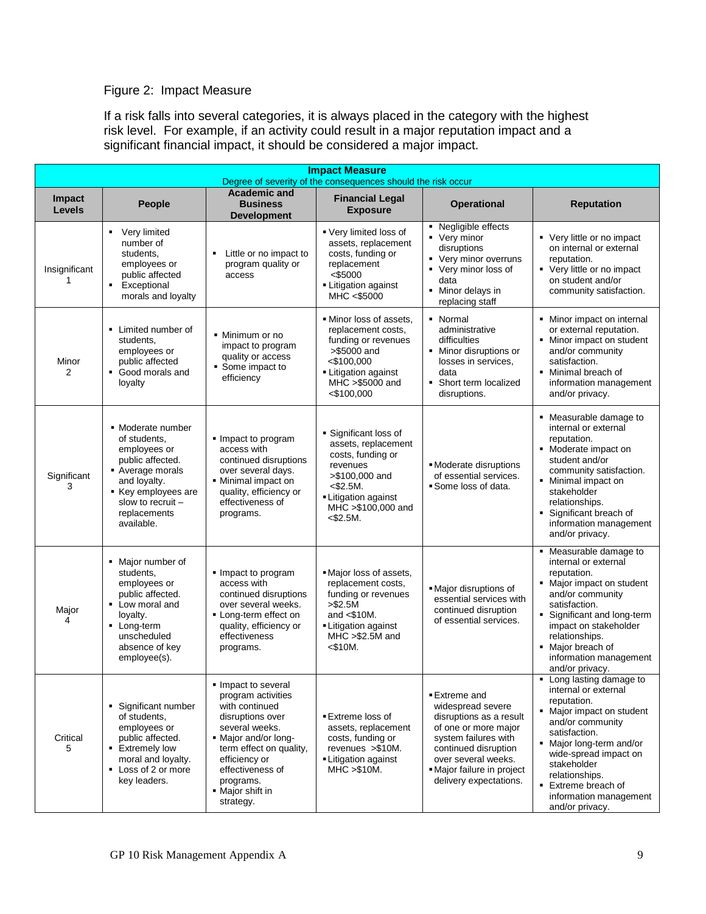Figure 2: Impact Measure

If a risk falls into several categories, it is always placed in the category with the highest risk level. For example, if an activity could result in a major reputation impact and a significant financial impact, it should be considered a major impact.

| Impact Measure<br>Degree of severity of the consequences should the risk occur | | | | | |
|---|---|---|---|---|---|
| **Impact Levels** | **People** | **Academic and Business Development** | **Financial Legal Exposure** | **Operational** | **Reputation** |
| Insignificant 1 | ▪ Very limited number of students, employees or public affected<br>▪ Exceptional morals and loyalty | ▪ Little or no impact to program quality or access | ▪ Very limited loss of assets, replacement costs, funding or replacement <$5000<br>▪ Litigation against MHC <$5000 | ▪ Negligible effects<br>▪ Very minor disruptions<br>▪ Very minor overruns<br>▪ Very minor loss of data<br>▪ Minor delays in replacing staff | ▪ Very little or no impact on internal or external reputation.<br>▪ Very little or no impact on student and/or community satisfaction. |
| Minor 2 | ▪ Limited number of students, employees or public affected<br>▪ Good morals and loyalty | ▪ Minimum or no impact to program quality or access<br>▪ Some impact to efficiency | ▪ Minor loss of assets, replacement costs, funding or revenues >$5000 and <$100,000<br>▪ Litigation against MHC >$5000 and <$100,000 | ▪ Normal administrative difficulties<br>▪ Minor disruptions or losses in services, data<br>▪ Short term localized disruptions. | ▪ Minor impact on internal or external reputation.<br>▪ Minor impact on student and/or community satisfaction.<br>▪ Minimal breach of information management and/or privacy. |
| Significant 3 | ▪ Moderate number of students, employees or public affected.<br>▪ Average morals and loyalty.<br>▪ Key employees are slow to recruit – replacements available. | ▪ Impact to program access with continued disruptions over several days.<br>▪ Minimal impact on quality, efficiency or effectiveness of programs. | ▪ Significant loss of assets, replacement costs, funding or revenues >$100,000 and <$2.5M.<br>▪ Litigation against MHC >$100,000 and <$2.5M. | ▪ Moderate disruptions of essential services.<br>▪ Some loss of data. | ▪ Measurable damage to internal or external reputation.<br>▪ Moderate impact on student and/or community satisfaction.<br>▪ Minimal impact on stakeholder relationships.<br>▪ Significant breach of information management and/or privacy. |
| Major 4 | ▪ Major number of students, employees or public affected.<br>▪ Low moral and loyalty.<br>▪ Long-term unscheduled absence of key employee(s). | ▪ Impact to program access with continued disruptions over several weeks.<br>▪ Long-term effect on quality, efficiency or effectiveness programs. | ▪ Major loss of assets, replacement costs, funding or revenues >$2.5M and <$10M.<br>▪ Litigation against MHC >$2.5M and <$10M. | ▪ Major disruptions of essential services with continued disruption of essential services. | ▪ Measurable damage to internal or external reputation.<br>▪ Major impact on student and/or community satisfaction.<br>▪ Significant and long-term impact on stakeholder relationships.<br>▪ Major breach of information management and/or privacy. |
| Critical 5 | ▪ Significant number of students, employees or public affected.<br>▪ Extremely low moral and loyalty.<br>▪ Loss of 2 or more key leaders. | ▪ Impact to several program activities with continued disruptions over several weeks.<br>▪ Major and/or long-term effect on quality, efficiency or effectiveness of programs.<br>▪ Major shift in strategy. | ▪ Extreme loss of assets, replacement costs, funding or revenues >$10M.<br>▪ Litigation against MHC >$10M. | ▪ Extreme and widespread severe disruptions as a result of one or more major system failures with continued disruption over several weeks.<br>▪ Major failure in project delivery expectations. | ▪ Long lasting damage to internal or external reputation.<br>▪ Major impact on student and/or community satisfaction.<br>▪ Major long-term and/or wide-spread impact on stakeholder relationships.<br>▪ Extreme breach of information management and/or privacy. |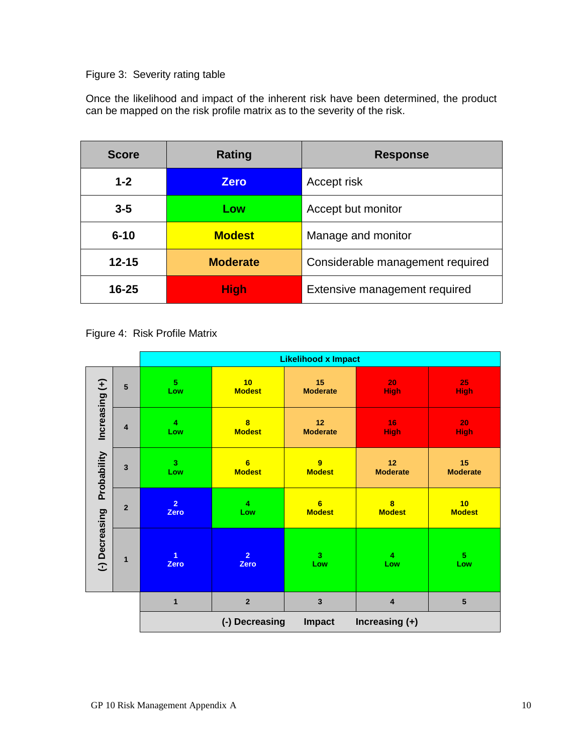Figure 3: Severity rating table

Once the likelihood and impact of the inherent risk have been determined, the product can be mapped on the risk profile matrix as to the severity of the risk.

| Score | Rating | Response |
|---|---|---|
| 1-2 | Zero | Accept risk |
| 3-5 | Low | Accept but monitor |
| 6-10 | Modest | Manage and monitor |
| 12-15 | Moderate | Considerable management required |
| 16-25 | High | Extensive management required |

Figure 4: Risk Profile Matrix

| Probability ((-) Decreasing → Increasing (+)) | Likelihood x Impact | | | | |
|---|---|---|---|---|---|
| 5 | 5 Low | 10 Modest | 15 Moderate | 20 High | 25 High |
| 4 | 4 Low | 8 Modest | 12 Moderate | 16 High | 20 High |
| 3 | 3 Low | 6 Modest | 9 Modest | 12 Moderate | 15 Moderate |
| 2 | 2 Zero | 4 Low | 6 Modest | 8 Modest | 10 Modest |
| 1 | 1 Zero | 2 Zero | 3 Low | 4 Low | 5 Low |
| Impact ((-) Decreasing → Increasing (+)) | 1 | 2 | 3 | 4 | 5 |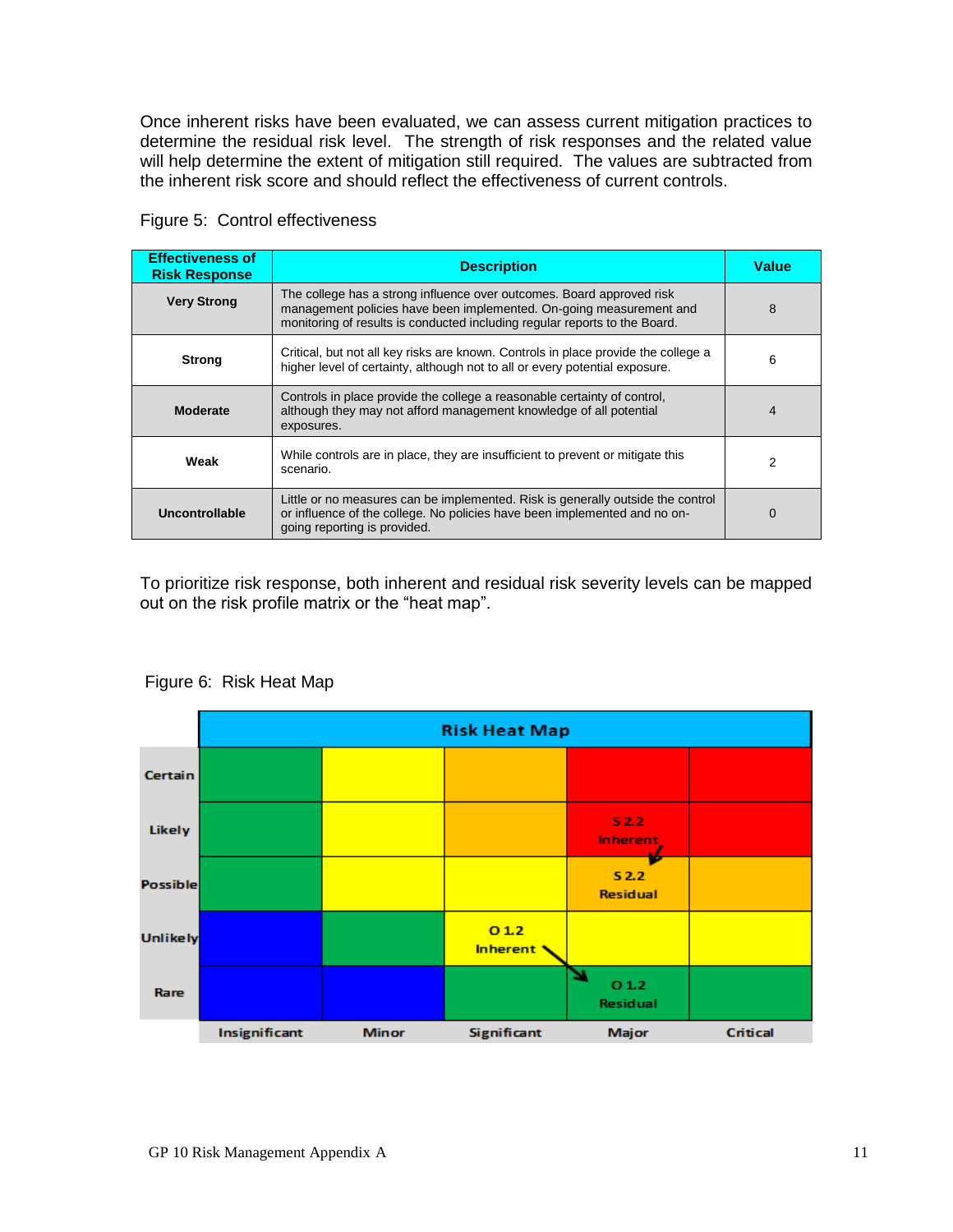Once inherent risks have been evaluated, we can assess current mitigation practices to determine the residual risk level. The strength of risk responses and the related value will help determine the extent of mitigation still required. The values are subtracted from the inherent risk score and should reflect the effectiveness of current controls.

Figure 5: Control effectiveness

| Effectiveness of Risk Response | Description | Value |
|---|---|---|
| **Very Strong** | The college has a strong influence over outcomes. Board approved risk management policies have been implemented. On-going measurement and monitoring of results is conducted including regular reports to the Board. | 8 |
| **Strong** | Critical, but not all key risks are known. Controls in place provide the college a higher level of certainty, although not to all or every potential exposure. | 6 |
| **Moderate** | Controls in place provide the college a reasonable certainty of control, although they may not afford management knowledge of all potential exposures. | 4 |
| **Weak** | While controls are in place, they are insufficient to prevent or mitigate this scenario. | 2 |
| **Uncontrollable** | Little or no measures can be implemented. Risk is generally outside the control or influence of the college. No policies have been implemented and no on-going reporting is provided. | 0 |

To prioritize risk response, both inherent and residual risk severity levels can be mapped out on the risk profile matrix or the "heat map".

Figure 6: Risk Heat Map

Risk Heat Map

Certain

Likely

Possible

Unlikely

Rare

S 2.2 Inherent

S 2.2 Residual

O 1.2 Inherent

O 1.2 Residual

Insignificant

Minor

Significant

Major

Critical